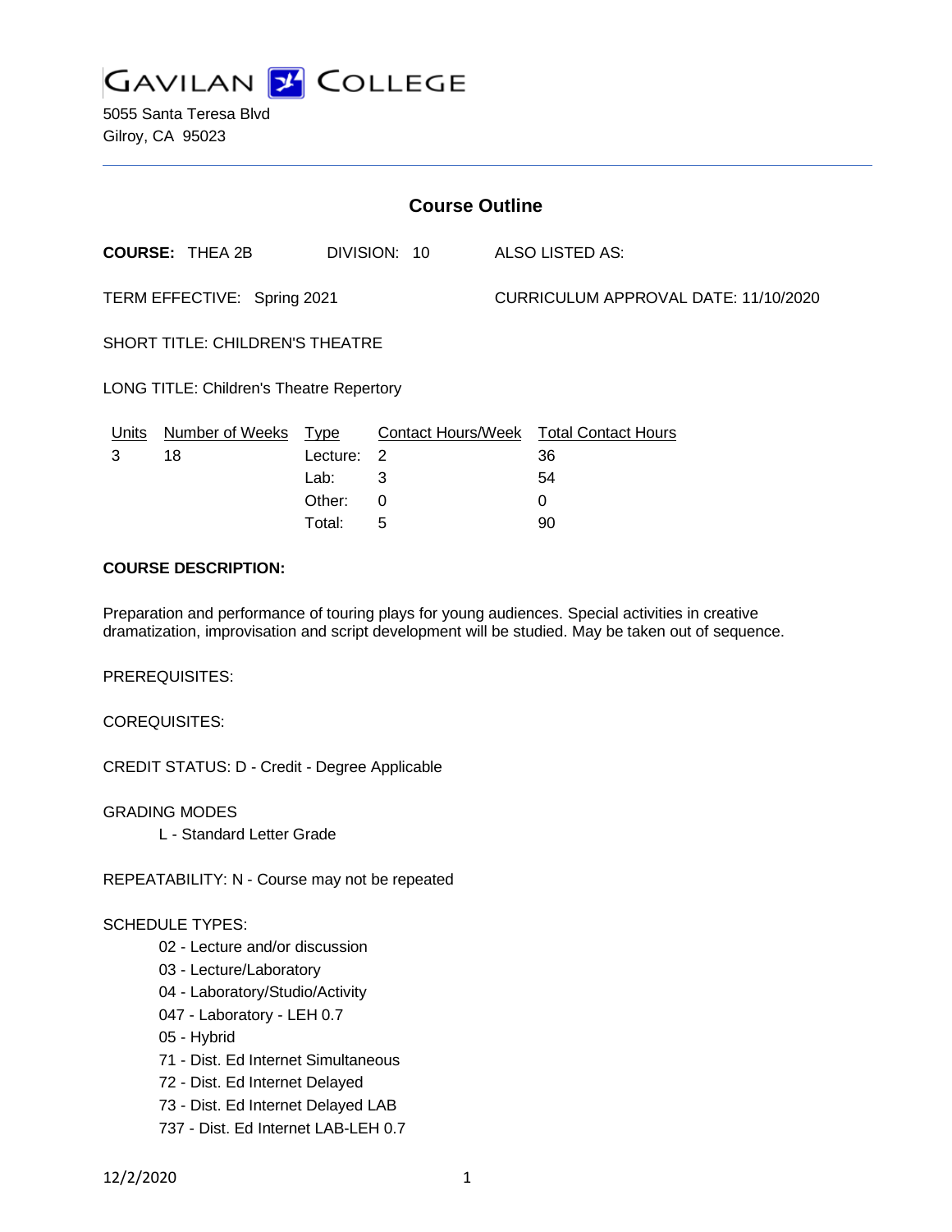GAVILAN COLLEGE

5055 Santa Teresa Blvd
Gilroy, CA 95023

## Course Outline

**COURSE:** THEA 2B DIVISION: 10 ALSO LISTED AS:

TERM EFFECTIVE: Spring 2021 CURRICULUM APPROVAL DATE: 11/10/2020

SHORT TITLE: CHILDREN'S THEATRE

LONG TITLE: Children's Theatre Repertory

| Units | Number of Weeks | Type | Contact Hours/Week | Total Contact Hours |
|---|---|---|---|---|
| 3 | 18 | Lecture: | 2 | 36 |
| | | Lab: | 3 | 54 |
| | | Other: | 0 | 0 |
| | | Total: | 5 | 90 |

**COURSE DESCRIPTION:**

Preparation and performance of touring plays for young audiences. Special activities in creative dramatization, improvisation and script development will be studied. May be taken out of sequence.

PREREQUISITES:

COREQUISITES:

CREDIT STATUS: D - Credit - Degree Applicable

GRADING MODES

L - Standard Letter Grade

REPEATABILITY: N - Course may not be repeated

SCHEDULE TYPES:

- 02 - Lecture and/or discussion
- 03 - Lecture/Laboratory
- 04 - Laboratory/Studio/Activity
- 047 - Laboratory - LEH 0.7
- 05 - Hybrid
- 71 - Dist. Ed Internet Simultaneous
- 72 - Dist. Ed Internet Delayed
- 73 - Dist. Ed Internet Delayed LAB
- 737 - Dist. Ed Internet LAB-LEH 0.7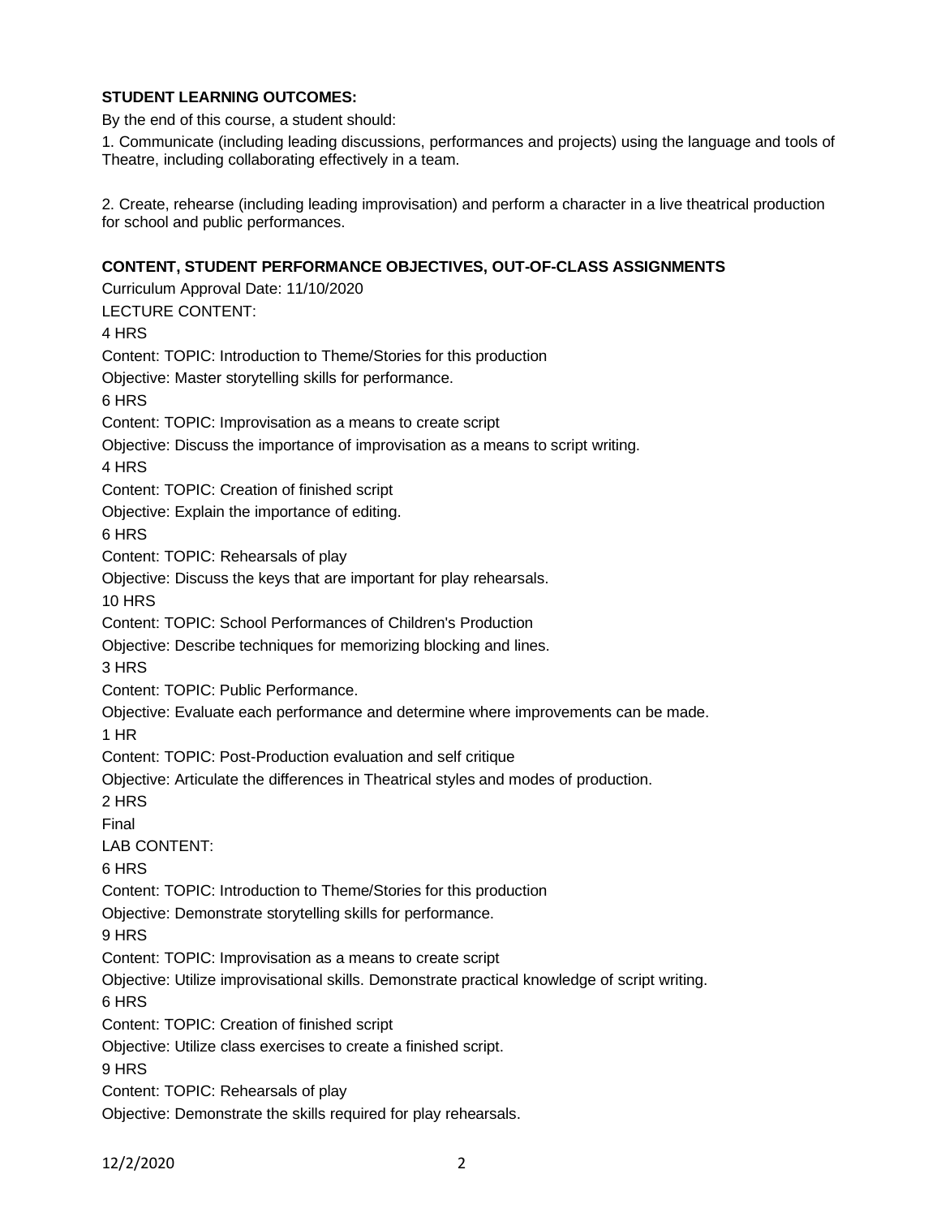**STUDENT LEARNING OUTCOMES:**

By the end of this course, a student should:

1. Communicate (including leading discussions, performances and projects) using the language and tools of Theatre, including collaborating effectively in a team.

2. Create, rehearse (including leading improvisation) and perform a character in a live theatrical production for school and public performances.

**CONTENT, STUDENT PERFORMANCE OBJECTIVES, OUT-OF-CLASS ASSIGNMENTS**

Curriculum Approval Date: 11/10/2020

LECTURE CONTENT:

4 HRS

Content: TOPIC: Introduction to Theme/Stories for this production

Objective: Master storytelling skills for performance.

6 HRS

Content: TOPIC: Improvisation as a means to create script

Objective: Discuss the importance of improvisation as a means to script writing.

4 HRS

Content: TOPIC: Creation of finished script

Objective: Explain the importance of editing.

6 HRS

Content: TOPIC: Rehearsals of play

Objective: Discuss the keys that are important for play rehearsals.

10 HRS

Content: TOPIC: School Performances of Children's Production

Objective: Describe techniques for memorizing blocking and lines.

3 HRS

Content: TOPIC: Public Performance.

Objective: Evaluate each performance and determine where improvements can be made.

1 HR

Content: TOPIC: Post-Production evaluation and self critique

Objective: Articulate the differences in Theatrical styles and modes of production.

2 HRS

Final

LAB CONTENT:

6 HRS

Content: TOPIC: Introduction to Theme/Stories for this production

Objective: Demonstrate storytelling skills for performance.

9 HRS

Content: TOPIC: Improvisation as a means to create script

Objective: Utilize improvisational skills. Demonstrate practical knowledge of script writing.

6 HRS

Content: TOPIC: Creation of finished script

Objective: Utilize class exercises to create a finished script.

9 HRS

Content: TOPIC: Rehearsals of play

Objective: Demonstrate the skills required for play rehearsals.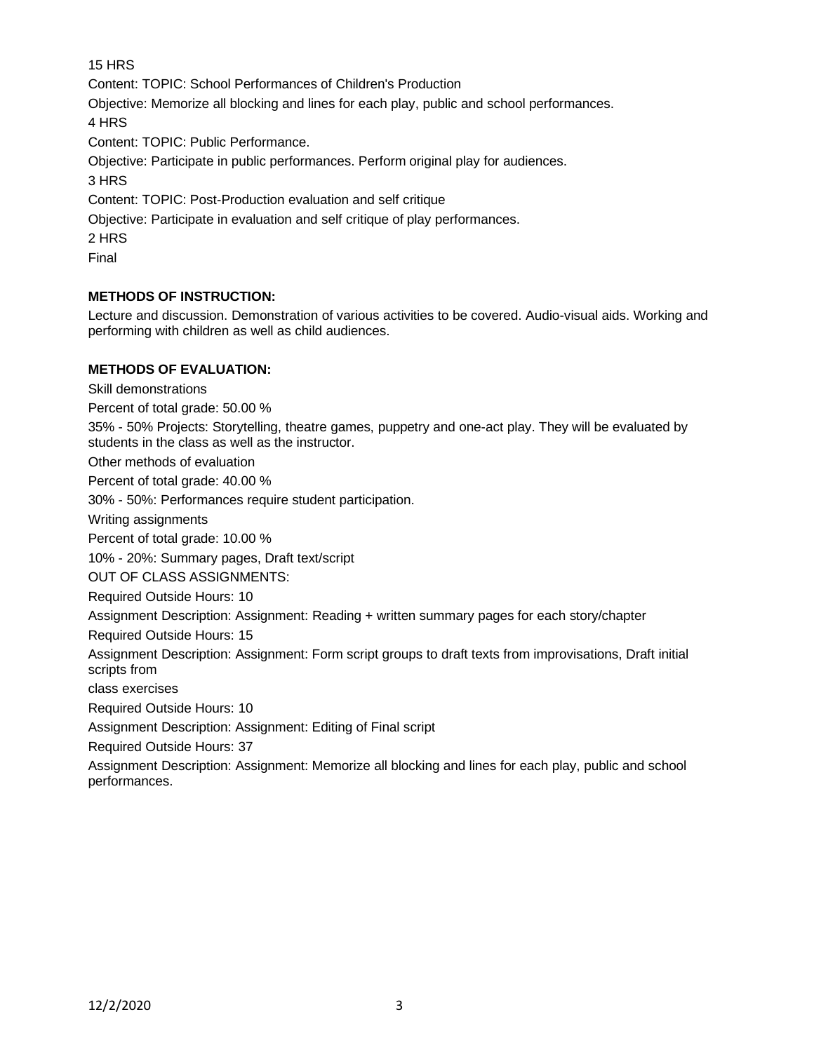15 HRS

Content: TOPIC: School Performances of Children's Production

Objective: Memorize all blocking and lines for each play, public and school performances.

4 HRS

Content: TOPIC: Public Performance.

Objective: Participate in public performances. Perform original play for audiences.

3 HRS

Content: TOPIC: Post-Production evaluation and self critique

Objective: Participate in evaluation and self critique of play performances.

2 HRS

Final

**METHODS OF INSTRUCTION:**

Lecture and discussion. Demonstration of various activities to be covered. Audio-visual aids. Working and performing with children as well as child audiences.

**METHODS OF EVALUATION:**

Skill demonstrations

Percent of total grade: 50.00 %

35% - 50% Projects: Storytelling, theatre games, puppetry and one-act play. They will be evaluated by students in the class as well as the instructor.

Other methods of evaluation

Percent of total grade: 40.00 %

30% - 50%: Performances require student participation.

Writing assignments

Percent of total grade: 10.00 %

10% - 20%: Summary pages, Draft text/script

OUT OF CLASS ASSIGNMENTS:

Required Outside Hours: 10

Assignment Description: Assignment: Reading + written summary pages for each story/chapter

Required Outside Hours: 15

Assignment Description: Assignment: Form script groups to draft texts from improvisations, Draft initial scripts from class exercises

Required Outside Hours: 10

Assignment Description: Assignment: Editing of Final script

Required Outside Hours: 37

Assignment Description: Assignment: Memorize all blocking and lines for each play, public and school performances.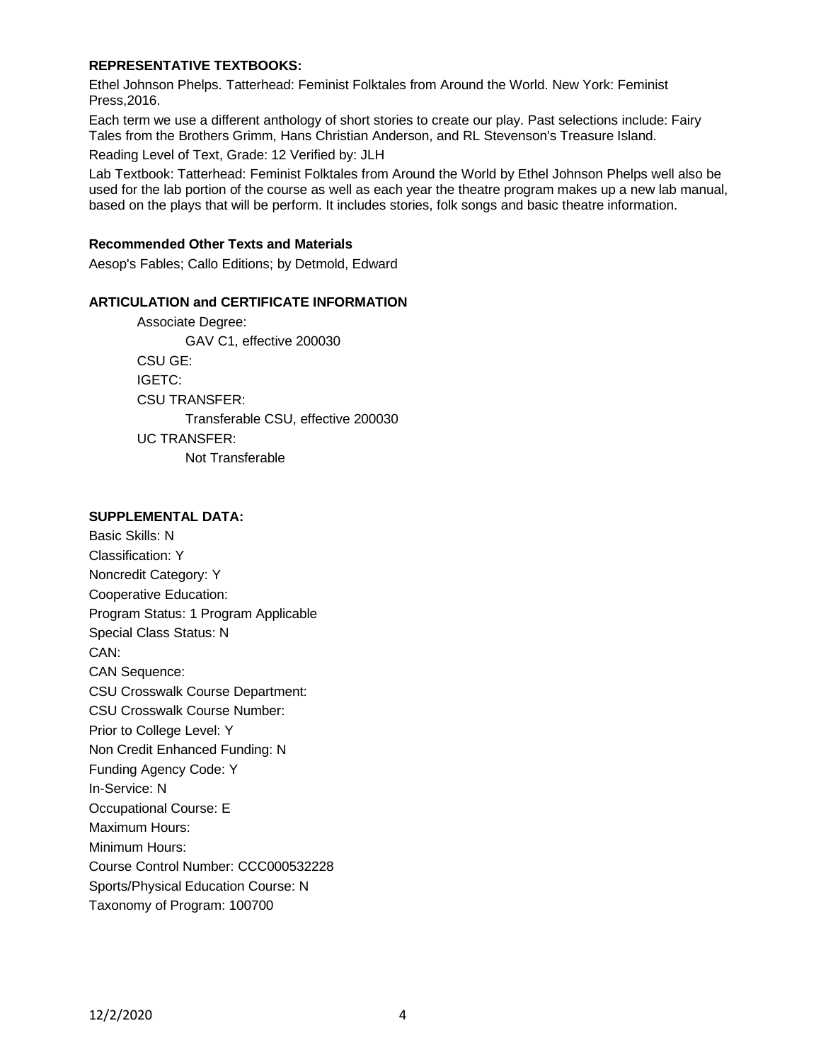**REPRESENTATIVE TEXTBOOKS:**

Ethel Johnson Phelps. Tatterhead: Feminist Folktales from Around the World. New York: Feminist Press,2016.

Each term we use a different anthology of short stories to create our play. Past selections include: Fairy Tales from the Brothers Grimm, Hans Christian Anderson, and RL Stevenson's Treasure Island.

Reading Level of Text, Grade: 12 Verified by: JLH

Lab Textbook: Tatterhead: Feminist Folktales from Around the World by Ethel Johnson Phelps well also be used for the lab portion of the course as well as each year the theatre program makes up a new lab manual, based on the plays that will be perform. It includes stories, folk songs and basic theatre information.

**Recommended Other Texts and Materials**

Aesop's Fables; Callo Editions; by Detmold, Edward

**ARTICULATION and CERTIFICATE INFORMATION**

- Associate Degree:
  - GAV C1, effective 200030
- CSU GE:
- IGETC:
- CSU TRANSFER:
  - Transferable CSU, effective 200030
- UC TRANSFER:
  - Not Transferable

**SUPPLEMENTAL DATA:**

Basic Skills: N
Classification: Y
Noncredit Category: Y
Cooperative Education:
Program Status: 1 Program Applicable
Special Class Status: N
CAN:
CAN Sequence:
CSU Crosswalk Course Department:
CSU Crosswalk Course Number:
Prior to College Level: Y
Non Credit Enhanced Funding: N
Funding Agency Code: Y
In-Service: N
Occupational Course: E
Maximum Hours:
Minimum Hours:
Course Control Number: CCC000532228
Sports/Physical Education Course: N
Taxonomy of Program: 100700